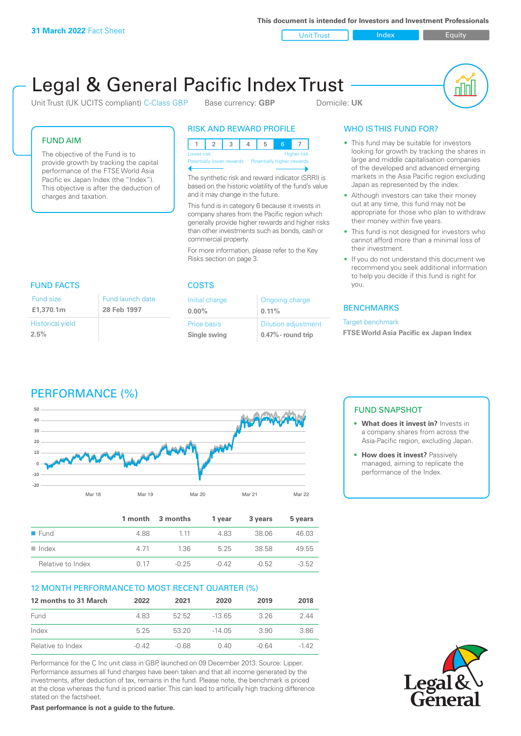**31 March 2022** Fact Sheet

This document is intended for Investors and Investment Professionals

Unit Trust | Index | Equity

# Legal & General Pacific Index Trust

Unit Trust (UK UCITS compliant) C-Class GBP    Base currency: **GBP**    Domicile: **UK**

## FUND AIM

The objective of the Fund is to provide growth by tracking the capital performance of the FTSE World Asia Pacific ex Japan Index (the "Index"). This objective is after the deduction of charges and taxation.

## RISK AND REWARD PROFILE

| 1 | 2 | 3 | 4 | 5 | **6** | 7 |
|---|---|---|---|---|---|---|

Lower risk — Higher risk
Potentially lower rewards — Potentially higher rewards

The synthetic risk and reward indicator (SRRI) is based on the historic volatility of the fund's value and it may change in the future.

This fund is in category 6 because it invests in company shares from the Pacific region which generally provide higher rewards and higher risks than other investments such as bonds, cash or commercial property.

For more information, please refer to the Key Risks section on page 3.

## WHO IS THIS FUND FOR?

- This fund may be suitable for investors looking for growth by tracking the shares in large and middle capitalisation companies of the developed and advanced emerging markets in the Asia Pacific region excluding Japan as represented by the index.
- Although investors can take their money out at any time, this fund may not be appropriate for those who plan to withdraw their money within five years.
- This fund is not designed for investors who cannot afford more than a minimal loss of their investment.
- If you do not understand this document we recommend you seek additional information to help you decide if this fund is right for you.

## FUND FACTS

| Fund size | Fund launch date |
|---|---|
| **£1,370.1m** | **28 Feb 1997** |
| Historical yield | |
| **2.5%** | |

## COSTS

| Initial charge | Ongoing charge |
|---|---|
| **0.00%** | **0.11%** |
| Price basis | Dilution adjustment |
| **Single swing** | **0.47% - round trip** |

## BENCHMARKS

Target benchmark

**FTSE World Asia Pacific ex Japan Index**

## PERFORMANCE (%)

| | 1 month | 3 months | 1 year | 3 years | 5 years |
|---|---|---|---|---|---|
| Fund | 4.88 | 1.11 | 4.83 | 38.06 | 46.03 |
| Index | 4.71 | 1.36 | 5.25 | 38.58 | 49.55 |
| Relative to Index | 0.17 | -0.25 | -0.42 | -0.52 | -3.52 |

## FUND SNAPSHOT

- **What does it invest in?** Invests in a company shares from across the Asia-Pacific region, excluding Japan.
- **How does it invest?** Passively managed, aiming to replicate the performance of the Index.

## 12 MONTH PERFORMANCE TO MOST RECENT QUARTER (%)

| 12 months to 31 March | 2022 | 2021 | 2020 | 2019 | 2018 |
|---|---|---|---|---|---|
| Fund | 4.83 | 52.52 | -13.65 | 3.26 | 2.44 |
| Index | 5.25 | 53.20 | -14.05 | 3.90 | 3.86 |
| Relative to Index | -0.42 | -0.68 | 0.40 | -0.64 | -1.42 |

Performance for the C Inc unit class in GBP, launched on 09 December 2013. Source: Lipper. Performance assumes all fund charges have been taken and that all income generated by the investments, after deduction of tax, remains in the fund. Please note, the benchmark is priced at the close whereas the fund is priced earlier. This can lead to artificially high tracking difference stated on the factsheet.

**Past performance is not a guide to the future.**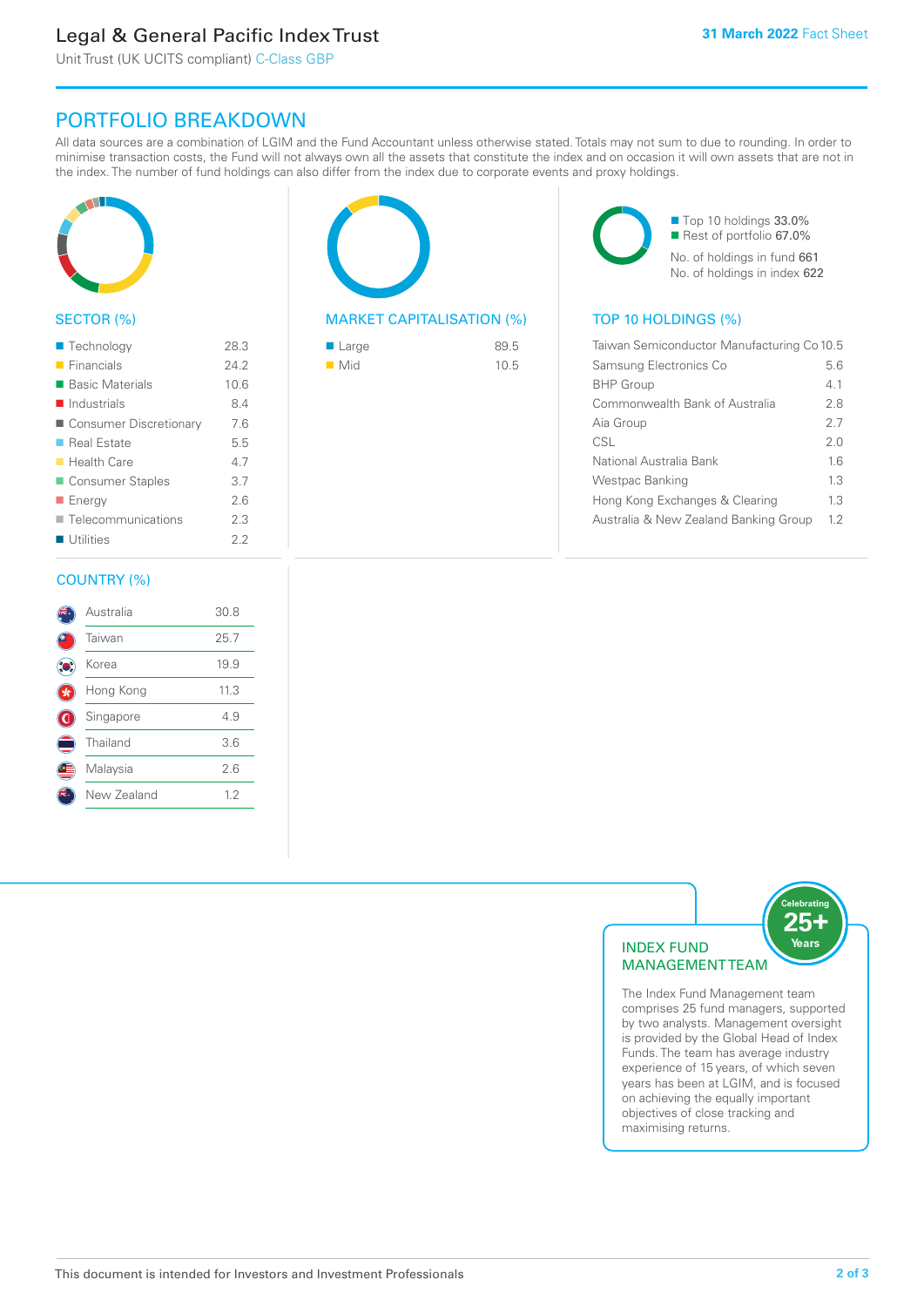# Legal & General Pacific Index Trust

Unit Trust (UK UCITS compliant) C-Class GBP

**31 March 2022** Fact Sheet

## PORTFOLIO BREAKDOWN

All data sources are a combination of LGIM and the Fund Accountant unless otherwise stated. Totals may not sum to due to rounding. In order to minimise transaction costs, the Fund will not always own all the assets that constitute the index and on occasion it will own assets that are not in the index. The number of fund holdings can also differ from the index due to corporate events and proxy holdings.

### SECTOR (%)

| Sector | % |
|---|---|
| Technology | 28.3 |
| Financials | 24.2 |
| Basic Materials | 10.6 |
| Industrials | 8.4 |
| Consumer Discretionary | 7.6 |
| Real Estate | 5.5 |
| Health Care | 4.7 |
| Consumer Staples | 3.7 |
| Energy | 2.6 |
| Telecommunications | 2.3 |
| Utilities | 2.2 |

### MARKET CAPITALISATION (%)

| Market Capitalisation | % |
|---|---|
| Large | 89.5 |
| Mid | 10.5 |

Top 10 holdings 33.0%
Rest of portfolio 67.0%
No. of holdings in fund 661
No. of holdings in index 622

### TOP 10 HOLDINGS (%)

| Holding | % |
|---|---|
| Taiwan Semiconductor Manufacturing Co | 10.5 |
| Samsung Electronics Co | 5.6 |
| BHP Group | 4.1 |
| Commonwealth Bank of Australia | 2.8 |
| Aia Group | 2.7 |
| CSL | 2.0 |
| National Australia Bank | 1.6 |
| Westpac Banking | 1.3 |
| Hong Kong Exchanges & Clearing | 1.3 |
| Australia & New Zealand Banking Group | 1.2 |

### COUNTRY (%)

| Country | % |
|---|---|
| Australia | 30.8 |
| Taiwan | 25.7 |
| Korea | 19.9 |
| Hong Kong | 11.3 |
| Singapore | 4.9 |
| Thailand | 3.6 |
| Malaysia | 2.6 |
| New Zealand | 1.2 |

### INDEX FUND MANAGEMENT TEAM

Celebrating 25+ Years

The Index Fund Management team comprises 25 fund managers, supported by two analysts. Management oversight is provided by the Global Head of Index Funds. The team has average industry experience of 15 years, of which seven years has been at LGIM, and is focused on achieving the equally important objectives of close tracking and maximising returns.

This document is intended for Investors and Investment Professionals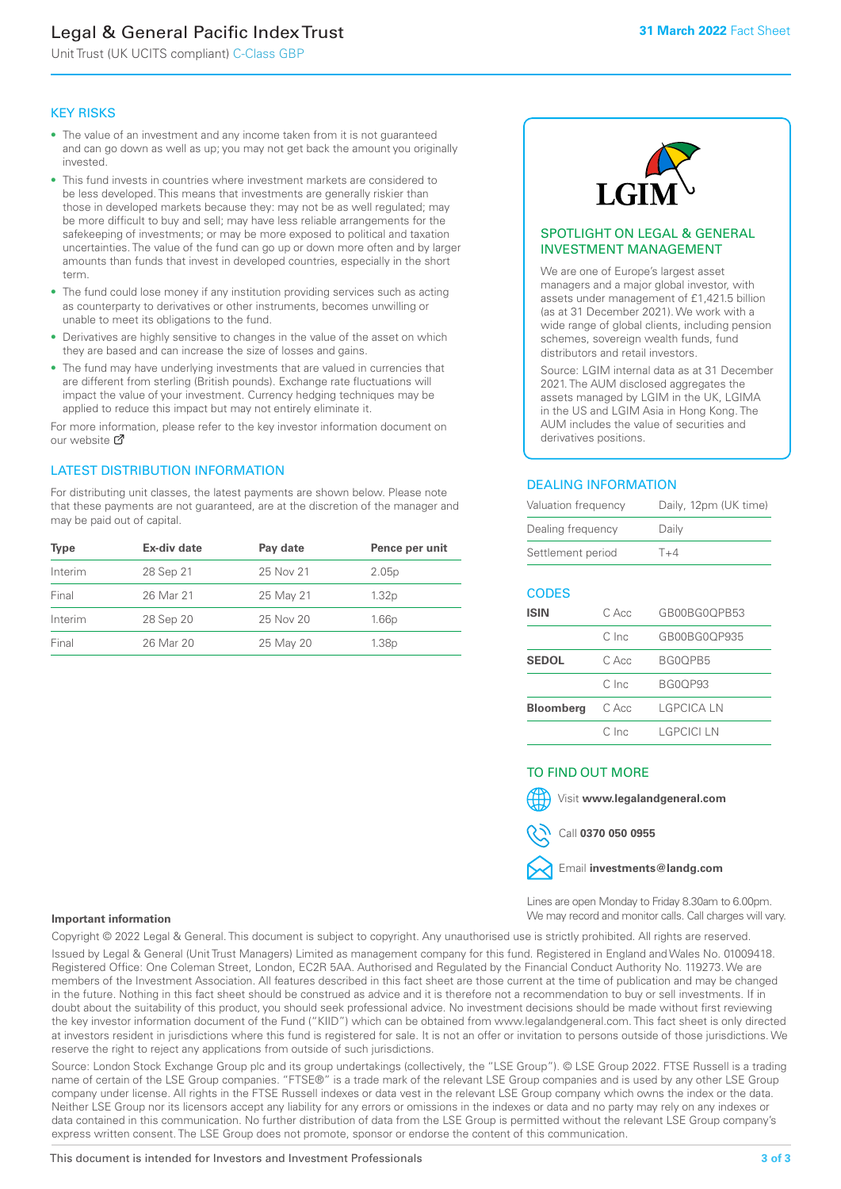# Legal & General Pacific Index Trust

Unit Trust (UK UCITS compliant) C-Class GBP

31 March 2022 Fact Sheet

## KEY RISKS

- The value of an investment and any income taken from it is not guaranteed and can go down as well as up; you may not get back the amount you originally invested.
- This fund invests in countries where investment markets are considered to be less developed. This means that investments are generally riskier than those in developed markets because they: may not be as well regulated; may be more difficult to buy and sell; may have less reliable arrangements for the safekeeping of investments; or may be more exposed to political and taxation uncertainties. The value of the fund can go up or down more often and by larger amounts than funds that invest in developed countries, especially in the short term.
- The fund could lose money if any institution providing services such as acting as counterparty to derivatives or other instruments, becomes unwilling or unable to meet its obligations to the fund.
- Derivatives are highly sensitive to changes in the value of the asset on which they are based and can increase the size of losses and gains.
- The fund may have underlying investments that are valued in currencies that are different from sterling (British pounds). Exchange rate fluctuations will impact the value of your investment. Currency hedging techniques may be applied to reduce this impact but may not entirely eliminate it.

For more information, please refer to the key investor information document on our website

## LATEST DISTRIBUTION INFORMATION

For distributing unit classes, the latest payments are shown below. Please note that these payments are not guaranteed, are at the discretion of the manager and may be paid out of capital.

| Type | Ex-div date | Pay date | Pence per unit |
|---|---|---|---|
| Interim | 28 Sep 21 | 25 Nov 21 | 2.05p |
| Final | 26 Mar 21 | 25 May 21 | 1.32p |
| Interim | 28 Sep 20 | 25 Nov 20 | 1.66p |
| Final | 26 Mar 20 | 25 May 20 | 1.38p |

## SPOTLIGHT ON LEGAL & GENERAL INVESTMENT MANAGEMENT

We are one of Europe's largest asset managers and a major global investor, with assets under management of £1,421.5 billion (as at 31 December 2021). We work with a wide range of global clients, including pension schemes, sovereign wealth funds, fund distributors and retail investors.

Source: LGIM internal data as at 31 December 2021. The AUM disclosed aggregates the assets managed by LGIM in the UK, LGIMA in the US and LGIM Asia in Hong Kong. The AUM includes the value of securities and derivatives positions.

## DEALING INFORMATION

| | |
|---|---|
| Valuation frequency | Daily, 12pm (UK time) |
| Dealing frequency | Daily |
| Settlement period | T+4 |

## CODES

| | | |
|---|---|---|
| **ISIN** | C Acc | GB00BG0QPB53 |
| | C Inc | GB00BG0QP935 |
| **SEDOL** | C Acc | BG0QPB5 |
| | C Inc | BG0QP93 |
| **Bloomberg** | C Acc | LGPCICA LN |
| | C Inc | LGPCICI LN |

## TO FIND OUT MORE

Visit **www.legalandgeneral.com**

Call **0370 050 0955**

Email **investments@landg.com**

Lines are open Monday to Friday 8.30am to 6.00pm. We may record and monitor calls. Call charges will vary.

**Important information**

Copyright © 2022 Legal & General. This document is subject to copyright. Any unauthorised use is strictly prohibited. All rights are reserved.

Issued by Legal & General (Unit Trust Managers) Limited as management company for this fund. Registered in England and Wales No. 01009418. Registered Office: One Coleman Street, London, EC2R 5AA. Authorised and Regulated by the Financial Conduct Authority No. 119273. We are members of the Investment Association. All features described in this fact sheet are those current at the time of publication and may be changed in the future. Nothing in this fact sheet should be construed as advice and it is therefore not a recommendation to buy or sell investments. If in doubt about the suitability of this product, you should seek professional advice. No investment decisions should be made without first reviewing the key investor information document of the Fund ("KIID") which can be obtained from www.legalandgeneral.com. This fact sheet is only directed at investors resident in jurisdictions where this fund is registered for sale. It is not an offer or invitation to persons outside of those jurisdictions. We reserve the right to reject any applications from outside of such jurisdictions.

Source: London Stock Exchange Group plc and its group undertakings (collectively, the "LSE Group"). © LSE Group 2022. FTSE Russell is a trading name of certain of the LSE Group companies. "FTSE®" is a trade mark of the relevant LSE Group companies and is used by any other LSE Group company under license. All rights in the FTSE Russell indexes or data vest in the relevant LSE Group company which owns the index or the data. Neither LSE Group nor its licensors accept any liability for any errors or omissions in the indexes or data and no party may rely on any indexes or data contained in this communication. No further distribution of data from the LSE Group is permitted without the relevant LSE Group company's express written consent. The LSE Group does not promote, sponsor or endorse the content of this communication.

This document is intended for Investors and Investment Professionals